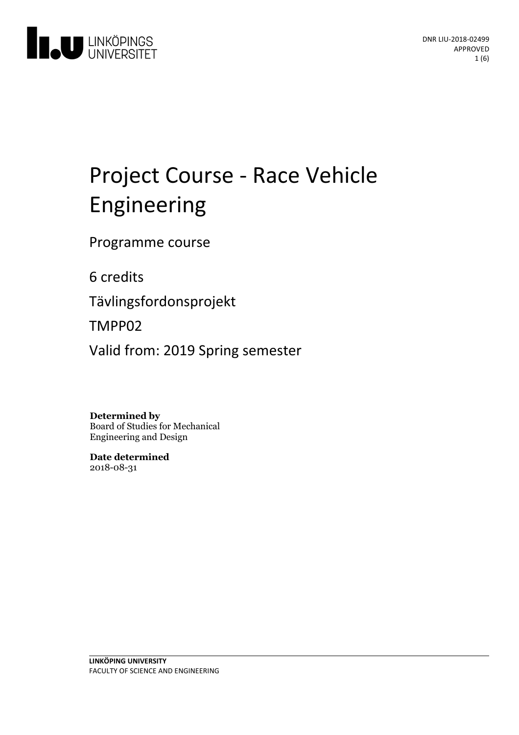DNR LIU-2018-02499
APPROVED

# Project Course - Race Vehicle Engineering

Programme course

6 credits

Tävlingsfordonsprojekt

TMPP02

Valid from: 2019 Spring semester

**Determined by**
Board of Studies for Mechanical Engineering and Design

**Date determined**
2018-08-31

**LINKÖPING UNIVERSITY**
FACULTY OF SCIENCE AND ENGINEERING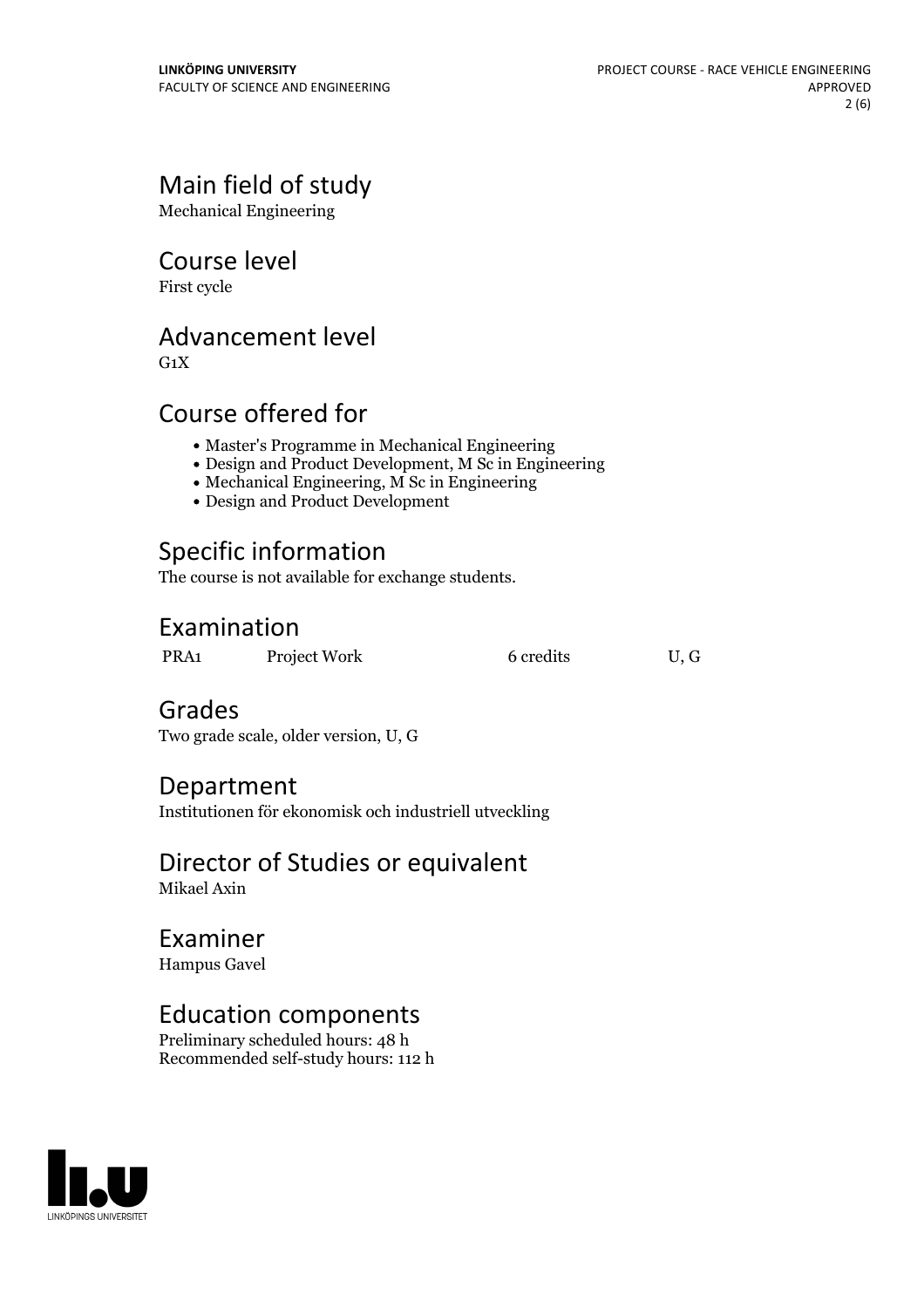## Main field of study

Mechanical Engineering

## Course level

First cycle

## Advancement level

G1X

## Course offered for

- Master's Programme in Mechanical Engineering
- Design and Product Development, M Sc in Engineering
- Mechanical Engineering, M Sc in Engineering
- Design and Product Development

## Specific information

The course is not available for exchange students.

## Examination

| | | | |
|---|---|---|---|
| PRA1 | Project Work | 6 credits | U, G |

## Grades

Two grade scale, older version, U, G

## Department

Institutionen för ekonomisk och industriell utveckling

## Director of Studies or equivalent

Mikael Axin

## Examiner

Hampus Gavel

## Education components

Preliminary scheduled hours: 48 h
Recommended self-study hours: 112 h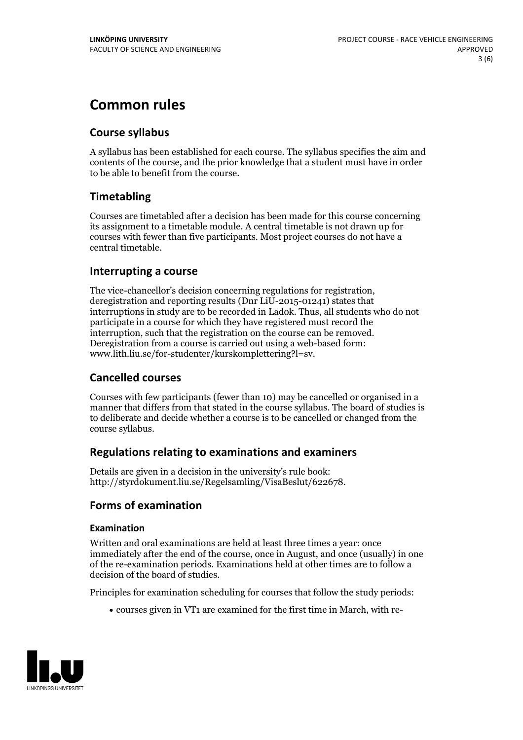# Common rules

## Course syllabus

A syllabus has been established for each course. The syllabus specifies the aim and contents of the course, and the prior knowledge that a student must have in order to be able to benefit from the course.

## Timetabling

Courses are timetabled after a decision has been made for this course concerning its assignment to a timetable module. A central timetable is not drawn up for courses with fewer than five participants. Most project courses do not have a central timetable.

## Interrupting a course

The vice-chancellor's decision concerning regulations for registration, deregistration and reporting results (Dnr LiU-2015-01241) states that interruptions in study are to be recorded in Ladok. Thus, all students who do not participate in a course for which they have registered must record the interruption, such that the registration on the course can be removed. Deregistration from a course is carried out using a web-based form: www.lith.liu.se/for-studenter/kurskomplettering?l=sv.

## Cancelled courses

Courses with few participants (fewer than 10) may be cancelled or organised in a manner that differs from that stated in the course syllabus. The board of studies is to deliberate and decide whether a course is to be cancelled or changed from the course syllabus.

## Regulations relating to examinations and examiners

Details are given in a decision in the university's rule book: http://styrdokument.liu.se/Regelsamling/VisaBeslut/622678.

## Forms of examination

### Examination

Written and oral examinations are held at least three times a year: once immediately after the end of the course, once in August, and once (usually) in one of the re-examination periods. Examinations held at other times are to follow a decision of the board of studies.

Principles for examination scheduling for courses that follow the study periods:

- courses given in VT1 are examined for the first time in March, with re-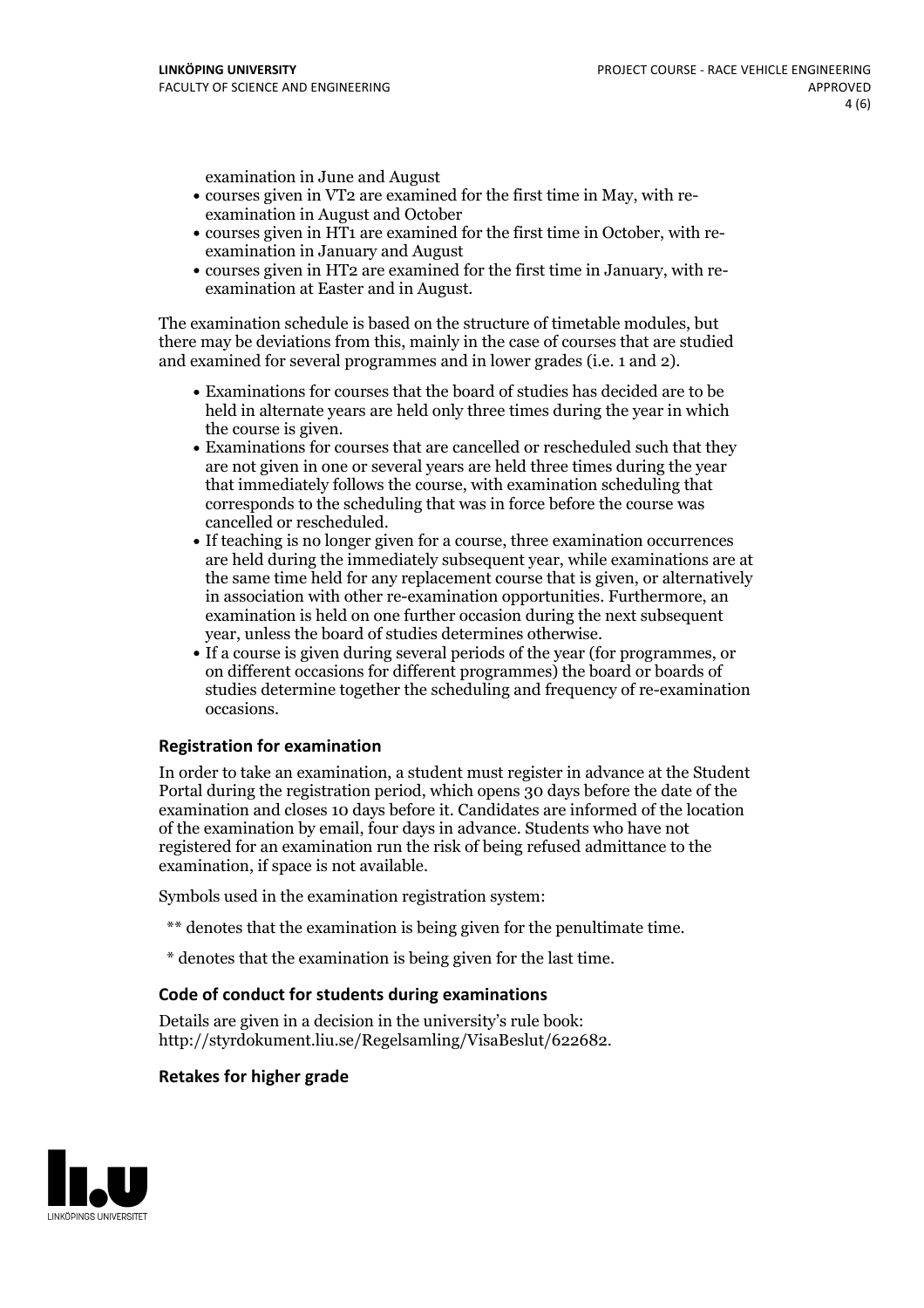examination in June and August

- courses given in VT2 are examined for the first time in May, with re-examination in August and October
- courses given in HT1 are examined for the first time in October, with re-examination in January and August
- courses given in HT2 are examined for the first time in January, with re-examination at Easter and in August.

The examination schedule is based on the structure of timetable modules, but there may be deviations from this, mainly in the case of courses that are studied and examined for several programmes and in lower grades (i.e. 1 and 2).

- Examinations for courses that the board of studies has decided are to be held in alternate years are held only three times during the year in which the course is given.
- Examinations for courses that are cancelled or rescheduled such that they are not given in one or several years are held three times during the year that immediately follows the course, with examination scheduling that corresponds to the scheduling that was in force before the course was cancelled or rescheduled.
- If teaching is no longer given for a course, three examination occurrences are held during the immediately subsequent year, while examinations are at the same time held for any replacement course that is given, or alternatively in association with other re-examination opportunities. Furthermore, an examination is held on one further occasion during the next subsequent year, unless the board of studies determines otherwise.
- If a course is given during several periods of the year (for programmes, or on different occasions for different programmes) the board or boards of studies determine together the scheduling and frequency of re-examination occasions.

### Registration for examination

In order to take an examination, a student must register in advance at the Student Portal during the registration period, which opens 30 days before the date of the examination and closes 10 days before it. Candidates are informed of the location of the examination by email, four days in advance. Students who have not registered for an examination run the risk of being refused admittance to the examination, if space is not available.

Symbols used in the examination registration system:

** denotes that the examination is being given for the penultimate time.

* denotes that the examination is being given for the last time.

### Code of conduct for students during examinations

Details are given in a decision in the university's rule book: http://styrdokument.liu.se/Regelsamling/VisaBeslut/622682.

### Retakes for higher grade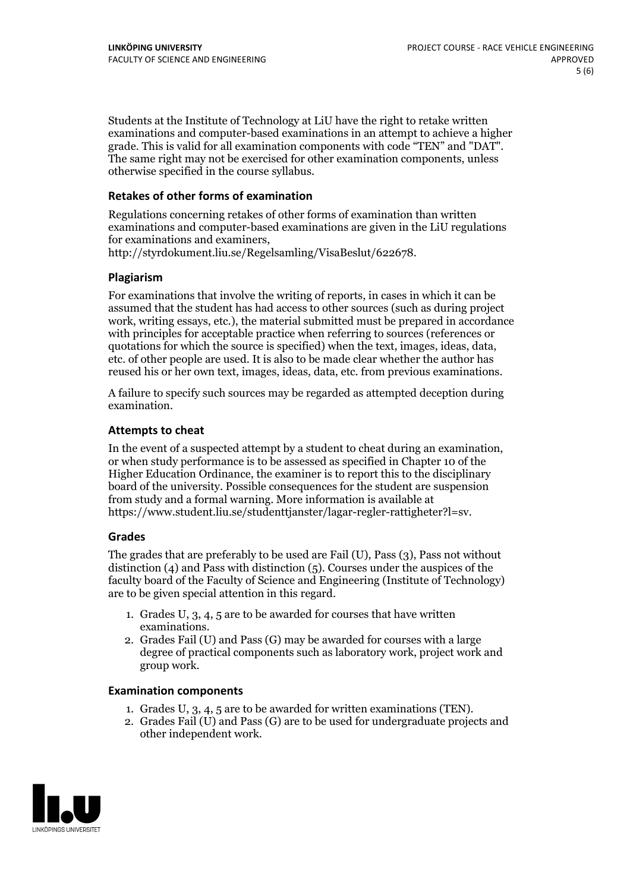Students at the Institute of Technology at LiU have the right to retake written examinations and computer-based examinations in an attempt to achieve a higher grade. This is valid for all examination components with code "TEN" and "DAT". The same right may not be exercised for other examination components, unless otherwise specified in the course syllabus.

### Retakes of other forms of examination

Regulations concerning retakes of other forms of examination than written examinations and computer-based examinations are given in the LiU regulations for examinations and examiners, http://styrdokument.liu.se/Regelsamling/VisaBeslut/622678.

### Plagiarism

For examinations that involve the writing of reports, in cases in which it can be assumed that the student has had access to other sources (such as during project work, writing essays, etc.), the material submitted must be prepared in accordance with principles for acceptable practice when referring to sources (references or quotations for which the source is specified) when the text, images, ideas, data, etc. of other people are used. It is also to be made clear whether the author has reused his or her own text, images, ideas, data, etc. from previous examinations.

A failure to specify such sources may be regarded as attempted deception during examination.

### Attempts to cheat

In the event of a suspected attempt by a student to cheat during an examination, or when study performance is to be assessed as specified in Chapter 10 of the Higher Education Ordinance, the examiner is to report this to the disciplinary board of the university. Possible consequences for the student are suspension from study and a formal warning. More information is available at https://www.student.liu.se/studenttjanster/lagar-regler-rattigheter?l=sv.

### Grades

The grades that are preferably to be used are Fail (U), Pass (3), Pass not without distinction (4) and Pass with distinction (5). Courses under the auspices of the faculty board of the Faculty of Science and Engineering (Institute of Technology) are to be given special attention in this regard.

1. Grades U, 3, 4, 5 are to be awarded for courses that have written examinations.
2. Grades Fail (U) and Pass (G) may be awarded for courses with a large degree of practical components such as laboratory work, project work and group work.

### Examination components

1. Grades U, 3, 4, 5 are to be awarded for written examinations (TEN).
2. Grades Fail (U) and Pass (G) are to be used for undergraduate projects and other independent work.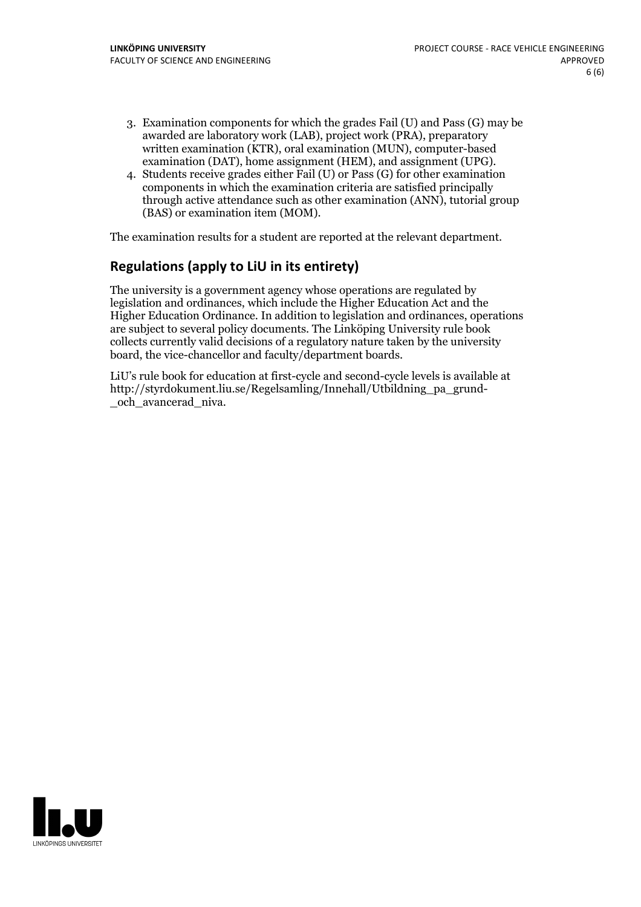3. Examination components for which the grades Fail (U) and Pass (G) may be awarded are laboratory work (LAB), project work (PRA), preparatory written examination (KTR), oral examination (MUN), computer-based examination (DAT), home assignment (HEM), and assignment (UPG).
4. Students receive grades either Fail (U) or Pass (G) for other examination components in which the examination criteria are satisfied principally through active attendance such as other examination (ANN), tutorial group (BAS) or examination item (MOM).

The examination results for a student are reported at the relevant department.

## Regulations (apply to LiU in its entirety)

The university is a government agency whose operations are regulated by legislation and ordinances, which include the Higher Education Act and the Higher Education Ordinance. In addition to legislation and ordinances, operations are subject to several policy documents. The Linköping University rule book collects currently valid decisions of a regulatory nature taken by the university board, the vice-chancellor and faculty/department boards.

LiU's rule book for education at first-cycle and second-cycle levels is available at http://styrdokument.liu.se/Regelsamling/Innehall/Utbildning_pa_grund-_och_avancerad_niva.